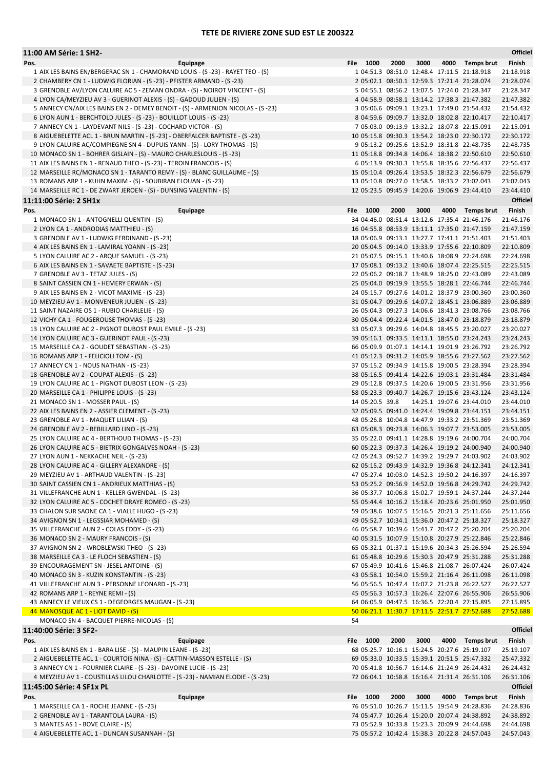# TETE DE RIVIERE ZONE SUD EST LE 200322

## 11:00 AM Série: 1 SH2- — Officiel

| Pos. | Equipage | File | 1000 | 2000 | 3000 | 4000 | Temps brut | Finish |
|---|---|---|---|---|---|---|---|---|
| 1 | AIX LES BAINS EN/BERGERAC SN 1 - CHAMORAND LOUIS - (S -23) - RAYET TEO - (S) | 1 | 04:51.3 | 08:51.0 | 12:48.4 | 17:11.5 | 21:18.918 | 21:18.918 |
| 2 | CHAMBERY CN 1 - LUDWIG FLORIAN - (S -23) - PFISTER ARMAND - (S -23) | 2 | 05:02.1 | 08:50.1 | 12:59.3 | 17:21.4 | 21:28.074 | 21:28.074 |
| 3 | GRENOBLE AV/LYON CALUIRE AC 5 - ZEMAN ONDRA - (S) - NOIROT VINCENT - (S) | 5 | 04:55.1 | 08:56.2 | 13:07.5 | 17:24.0 | 21:28.347 | 21:28.347 |
| 4 | LYON CA/MEYZIEU AV 3 - GUERINOT ALEXIS - (S) - GADOUD JULIEN - (S) | 4 | 04:58.9 | 08:58.1 | 13:14.2 | 17:38.3 | 21:47.382 | 21:47.382 |
| 5 | ANNECY CN/AIX LES BAINS EN 2 - DEMEY BENOIT - (S) - ARMENJON NICOLAS - (S -23) | 3 | 05:06.6 | 09:09.1 | 13:23.1 | 17:49.0 | 21:54.432 | 21:54.432 |
| 6 | LYON AUN 1 - BERCHTOLD JULES - (S -23) - BOUILLOT LOUIS - (S -23) | 8 | 04:59.6 | 09:09.7 | 13:32.0 | 18:02.8 | 22:10.417 | 22:10.417 |
| 7 | ANNECY CN 1 - LAYDEVANT NILS - (S -23) - COCHARD VICTOR - (S) | 7 | 05:03.0 | 09:13.9 | 13:32.2 | 18:07.8 | 22:15.091 | 22:15.091 |
| 8 | AIGUEBELETTE ACL 1 - BRUN MARTIN - (S -23) - OBERFALCER BAPTISTE - (S -23) | 10 | 05:15.8 | 09:30.3 | 13:54.2 | 18:23.0 | 22:30.172 | 22:30.172 |
| 9 | LYON CALUIRE AC/COMPIEGNE SN 4 - DUPUIS YANN - (S) - LORY THOMAS - (S) | 9 | 05:13.2 | 09:25.6 | 13:52.9 | 18:31.8 | 22:48.735 | 22:48.735 |
| 10 | MONACO SN 1 - BOHRER GISLAIN - (S) - MAURO CHARLESLOUIS - (S -23) | 11 | 05:18.8 | 09:34.8 | 14:06.4 | 18:38.2 | 22:50.610 | 22:50.610 |
| 11 | AIX LES BAINS EN 1 - RENAUD THEO - (S -23) - TEROIN FRANCOIS - (S) | 6 | 05:13.9 | 09:30.3 | 13:55.8 | 18:35.6 | 22:56.437 | 22:56.437 |
| 12 | MARSEILLE RC/MONACO SN 1 - TARANTO REMY - (S) - BLANC GUILLAUME - (S) | 15 | 05:10.4 | 09:26.4 | 13:53.5 | 18:32.3 | 22:56.679 | 22:56.679 |
| 13 | ROMANS ARP 1 - KUHN MAXIM - (S) - SOUBIRAN ELOUAN - (S -23) | 13 | 05:10.8 | 09:27.0 | 13:58.5 | 18:33.2 | 23:02.043 | 23:02.043 |
| 14 | MARSEILLE RC 1 - DE ZWART JEROEN - (S) - DUNSING VALENTIN - (S) | 12 | 05:23.5 | 09:45.9 | 14:20.6 | 19:06.9 | 23:44.410 | 23:44.410 |

## 11:11:00 Série: 2 SH1x — Officiel

| Pos. | Equipage | File | 1000 | 2000 | 3000 | 4000 | Temps brut | Finish |
|---|---|---|---|---|---|---|---|---|
| 1 | MONACO SN 1 - ANTOGNELLI QUENTIN - (S) | 34 | 04:46.0 | 08:51.4 | 13:12.6 | 17:35.4 | 21:46.176 | 21:46.176 |
| 2 | LYON CA 1 - ANDRODIAS MATTHIEU - (S) | 16 | 04:55.8 | 08:53.9 | 13:11.1 | 17:35.0 | 21:47.159 | 21:47.159 |
| 3 | GRENOBLE AV 1 - LUDWIG FERDINAND - (S -23) | 18 | 05:06.9 | 09:13.1 | 13:27.7 | 17:41.1 | 21:51.403 | 21:51.403 |
| 4 | AIX LES BAINS EN 1 - LAMIRAL YOANN - (S -23) | 20 | 05:04.5 | 09:14.0 | 13:33.9 | 17:55.6 | 22:10.809 | 22:10.809 |
| 5 | LYON CALUIRE AC 2 - ARQUE SAMUEL - (S -23) | 21 | 05:07.5 | 09:15.1 | 13:40.6 | 18:08.9 | 22:24.698 | 22:24.698 |
| 6 | AIX LES BAINS EN 1 - SAVAETE BAPTISTE - (S -23) | 17 | 05:08.1 | 09:13.2 | 13:40.6 | 18:07.4 | 22:25.515 | 22:25.515 |
| 7 | GRENOBLE AV 3 - TETAZ JULES - (S) | 22 | 05:06.2 | 09:18.7 | 13:48.9 | 18:25.0 | 22:43.089 | 22:43.089 |
| 8 | SAINT CASSIEN CN 1 - HEMERY ERWAN - (S) | 25 | 05:04.0 | 09:19.9 | 13:55.5 | 18:28.1 | 22:46.744 | 22:46.744 |
| 9 | AIX LES BAINS EN 2 - VICOT MAXIME - (S -23) | 24 | 05:15.7 | 09:27.6 | 14:01.2 | 18:37.9 | 23:00.360 | 23:00.360 |
| 10 | MEYZIEU AV 1 - MONVENEUR JULIEN - (S -23) | 31 | 05:04.7 | 09:29.6 | 14:07.2 | 18:45.1 | 23:06.889 | 23:06.889 |
| 11 | SAINT NAZAIRE OS 1 - RUBIO CHARLELIE - (S) | 26 | 05:04.3 | 09:27.3 | 14:06.6 | 18:41.3 | 23:08.766 | 23:08.766 |
| 12 | VICHY CA 1 - FOUGEROUSE THOMAS - (S -23) | 30 | 05:04.4 | 09:22.4 | 14:01.5 | 18:47.0 | 23:18.879 | 23:18.879 |
| 13 | LYON CALUIRE AC 2 - PIGNOT DUBOST PAUL EMILE - (S -23) | 33 | 05:07.3 | 09:29.6 | 14:04.8 | 18:45.5 | 23:20.027 | 23:20.027 |
| 14 | LYON CALUIRE AC 3 - GUERINOT PAUL - (S -23) | 39 | 05:16.1 | 09:33.5 | 14:11.1 | 18:55.0 | 23:24.243 | 23:24.243 |
| 15 | MARSEILLE CA 2 - GOUDET SEBASTIAN - (S -23) | 66 | 05:09.9 | 01:07.1 | 14:14.1 | 19:01.9 | 23:26.792 | 23:26.792 |
| 16 | ROMANS ARP 1 - FELICIOLI TOM - (S) | 41 | 05:12.3 | 09:31.2 | 14:05.9 | 18:55.6 | 23:27.562 | 23:27.562 |
| 17 | ANNECY CN 1 - NOUS NATHAN - (S -23) | 37 | 05:15.2 | 09:34.9 | 14:15.8 | 19:00.5 | 23:28.394 | 23:28.394 |
| 18 | GRENOBLE AV 2 - COUPAT ALEXIS - (S -23) | 38 | 05:16.5 | 09:41.4 | 14:22.6 | 19:03.1 | 23:31.484 | 23:31.484 |
| 19 | LYON CALUIRE AC 1 - PIGNOT DUBOST LEON - (S -23) | 29 | 05:12.8 | 09:37.5 | 14:20.6 | 19:00.5 | 23:31.956 | 23:31.956 |
| 20 | MARSEILLE CA 1 - PHILIPPE LOUIS - (S -23) | 58 | 05:23.3 | 09:40.7 | 14:26.7 | 19:15.6 | 23:43.124 | 23:43.124 |
| 21 | MONACO SN 1 - MOSSER PAUL - (S) | 14 | 05:20.5 | 39.8 | 14:25.1 | 19:07.6 | 23:44.010 | 23:44.010 |
| 22 | AIX LES BAINS EN 2 - ASSIER CLEMENT - (S -23) | 32 | 05:09.5 | 09:41.0 | 14:24.4 | 19:09.8 | 23:44.151 | 23:44.151 |
| 23 | GRENOBLE AV 1 - MAQUET LILIAN - (S) | 48 | 05:26.8 | 10:04.8 | 14:47.9 | 19:33.2 | 23:51.369 | 23:51.369 |
| 24 | GRENOBLE AV 2 - REBILLARD LINO - (S -23) | 63 | 05:08.3 | 09:23.8 | 14:06.3 | 19:07.7 | 23:53.005 | 23:53.005 |
| 25 | LYON CALUIRE AC 4 - BERTHOUD THOMAS - (S -23) | 35 | 05:22.0 | 09:41.1 | 14:28.8 | 19:19.6 | 24:00.704 | 24:00.704 |
| 26 | LYON CALUIRE AC 5 - BIETRIX GONGALVES NOAH - (S -23) | 60 | 05:22.3 | 09:37.3 | 14:26.4 | 19:19.2 | 24:00.940 | 24:00.940 |
| 27 | LYON AUN 1 - NEKKACHE NEIL - (S -23) | 42 | 05:24.3 | 09:52.7 | 14:39.2 | 19:29.7 | 24:03.902 | 24:03.902 |
| 28 | LYON CALUIRE AC 4 - GILLERY ALEXANDRE - (S) | 62 | 05:15.2 | 09:43.9 | 14:32.9 | 19:36.8 | 24:12.341 | 24:12.341 |
| 29 | MEYZIEU AV 1 - ARTHAUD VALENTIN - (S -23) | 47 | 05:27.4 | 10:03.0 | 14:52.3 | 19:50.2 | 24:16.397 | 24:16.397 |
| 30 | SAINT CASSIEN CN 1 - ANDRIEUX MATTHIAS - (S) | 53 | 05:25.2 | 09:56.9 | 14:52.0 | 19:56.8 | 24:29.742 | 24:29.742 |
| 31 | VILLEFRANCHE AUN 1 - KELLER GWENDAL - (S -23) | 36 | 05:37.7 | 10:06.8 | 15:02.7 | 19:59.1 | 24:37.244 | 24:37.244 |
| 32 | LYON CALUIRE AC 5 - COCHET DRAYE ROMEO - (S -23) | 55 | 05:44.4 | 10:16.2 | 15:18.4 | 20:23.6 | 25:01.950 | 25:01.950 |
| 33 | CHALON SUR SAONE CA 1 - VIALLE HUGO - (S -23) | 59 | 05:38.6 | 10:07.5 | 15:16.5 | 20:21.3 | 25:11.656 | 25:11.656 |
| 34 | AVIGNON SN 1 - LEGSSIAR MOHAMED - (S) | 49 | 05:52.7 | 10:34.1 | 15:36.0 | 20:47.2 | 25:18.327 | 25:18.327 |
| 35 | VILLEFRANCHE AUN 2 - COLAS EDDY - (S -23) | 46 | 05:58.7 | 10:39.6 | 15:41.7 | 20:47.2 | 25:20.204 | 25:20.204 |
| 36 | MONACO SN 2 - MAURY FRANCOIS - (S) | 40 | 05:31.5 | 10:07.9 | 15:10.8 | 20:27.9 | 25:22.846 | 25:22.846 |
| 37 | AVIGNON SN 2 - WROBLEWSKI THEO - (S -23) | 65 | 05:32.1 | 01:37.1 | 15:19.6 | 20:34.3 | 25:26.594 | 25:26.594 |
| 38 | MARSEILLE CA 3 - LE FLOCH SEBASTIEN - (S) | 61 | 05:48.8 | 10:29.6 | 15:30.3 | 20:47.9 | 25:31.288 | 25:31.288 |
| 39 | ENCOURAGEMENT SN - JESEL ANTOINE - (S) | 67 | 05:49.9 | 10:41.6 | 15:46.8 | 21:08.7 | 26:07.424 | 26:07.424 |
| 40 | MONACO SN 3 - KUZIN KONSTANTIN - (S -23) | 43 | 05:58.1 | 10:54.0 | 15:59.2 | 21:16.4 | 26:11.098 | 26:11.098 |
| 41 | VILLEFRANCHE AUN 3 - PERSONNE LEONARD - (S -23) | 56 | 05:56.5 | 10:47.4 | 16:07.2 | 21:23.8 | 26:22.527 | 26:22.527 |
| 42 | ROMANS ARP 1 - REYNE REMI - (S) | 45 | 05:56.3 | 10:57.3 | 16:26.4 | 22:07.6 | 26:55.906 | 26:55.906 |
| 43 | ANNECY LE VIEUX CS 1 - DEGEORGES MAUGAN - (S -23) | 64 | 06:05.9 | 04:47.5 | 16:36.5 | 22:20.4 | 27:15.895 | 27:15.895 |
| 44 | MANOSQUE AC 1 - LIOT DAVID - (S) | 50 | 06:21.1 | 11:30.7 | 17:11.5 | 22:51.7 | 27:52.688 | 27:52.688 |
| | MONACO SN 4 - BACQUET PIERRE-NICOLAS - (S) | 54 | | | | | | |

## 11:40:00 Série: 3 SF2- — Officiel

| Pos. | Equipage | File | 1000 | 2000 | 3000 | 4000 | Temps brut | Finish |
|---|---|---|---|---|---|---|---|---|
| 1 | AIX LES BAINS EN 1 - BARA LISE - (S) - MAUPIN LEANE - (S -23) | 68 | 05:25.7 | 10:16.1 | 15:24.5 | 20:27.6 | 25:19.107 | 25:19.107 |
| 2 | AIGUEBELETTE ACL 1 - COURTOIS NINA - (S) - CATTIN-MASSON ESTELLE - (S) | 69 | 05:33.0 | 10:33.5 | 15:39.1 | 20:51.5 | 25:47.332 | 25:47.332 |
| 3 | ANNECY CN 1 - FOURNIER CLAIRE - (S -23) - DAVOINE LUCIE - (S -23) | 70 | 05:41.8 | 10:56.7 | 16:14.6 | 21:24.9 | 26:24.432 | 26:24.432 |
| 4 | MEYZIEU AV 1 - COUSTILLAS LILOU CHARLOTTE - (S -23) - NAMIAN ELODIE - (S -23) | 72 | 06:04.1 | 10:58.8 | 16:16.4 | 21:31.4 | 26:31.106 | 26:31.106 |

## 11:45:00 Série: 4 SF1x PL — Officiel

| Pos. | Equipage | File | 1000 | 2000 | 3000 | 4000 | Temps brut | Finish |
|---|---|---|---|---|---|---|---|---|
| 1 | MARSEILLE CA 1 - ROCHE JEANNE - (S -23) | 76 | 05:51.0 | 10:26.7 | 15:11.5 | 19:54.9 | 24:28.836 | 24:28.836 |
| 2 | GRENOBLE AV 1 - TARANTOLA LAURA - (S) | 74 | 05:47.7 | 10:26.4 | 15:20.0 | 20:07.4 | 24:38.892 | 24:38.892 |
| 3 | MANTES AS 1 - BOVE CLAIRE - (S) | 73 | 05:52.9 | 10:33.8 | 15:23.3 | 20:09.9 | 24:44.698 | 24:44.698 |
| 4 | AIGUEBELETTE ACL 1 - DUNCAN SUSANNAH - (S) | 75 | 05:57.2 | 10:42.4 | 15:38.3 | 20:22.8 | 24:57.043 | 24:57.043 |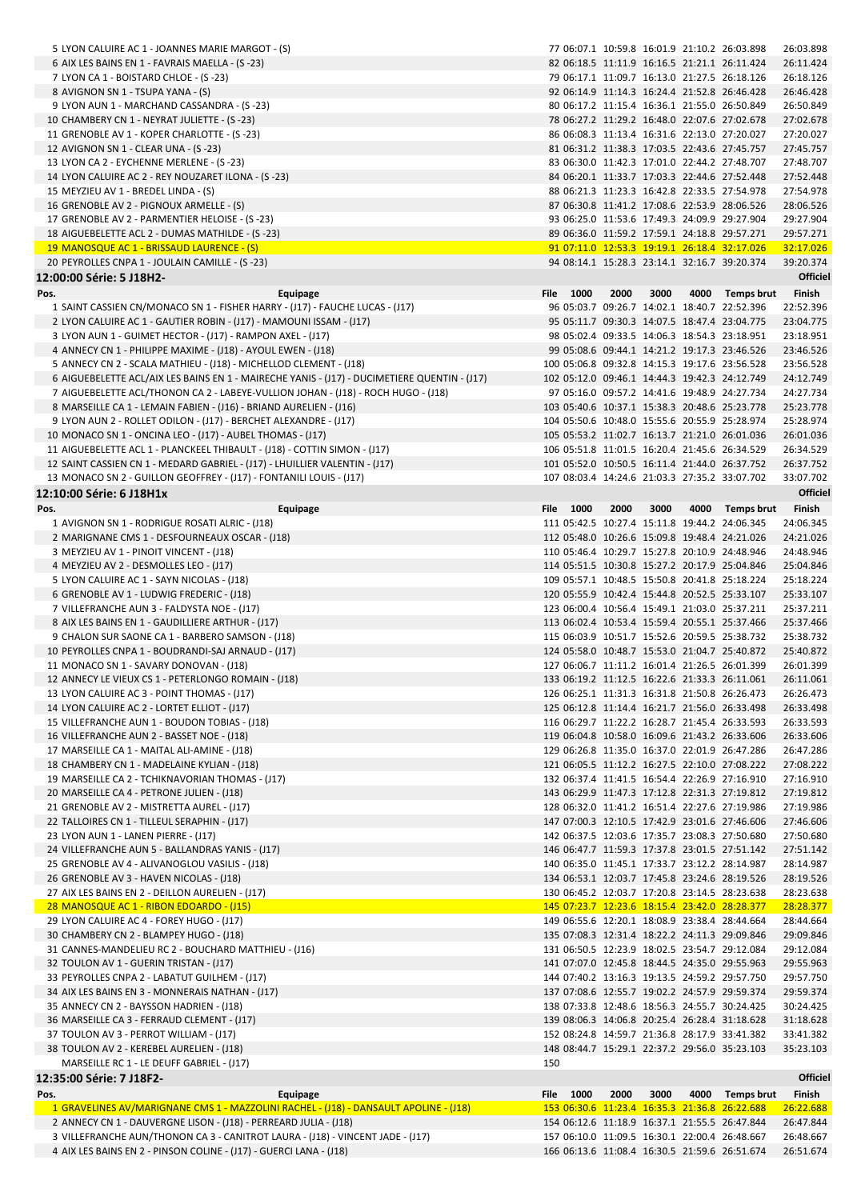| Pos. | Equipage | File | 1000 | 2000 | 3000 | 4000 | Temps brut | Finish |
|---|---|---|---|---|---|---|---|---|
| 5 | LYON CALUIRE AC 1 - JOANNES MARIE MARGOT - (S) | 77 | 06:07.1 | 10:59.8 | 16:01.9 | 21:10.2 | 26:03.898 | 26:03.898 |
| 6 | AIX LES BAINS EN 1 - FAVRAIS MAELLA - (S -23) | 82 | 06:18.5 | 11:11.9 | 16:16.5 | 21:21.1 | 26:11.424 | 26:11.424 |
| 7 | LYON CA 1 - BOISTARD CHLOE - (S -23) | 79 | 06:17.1 | 11:09.7 | 16:13.0 | 21:27.5 | 26:18.126 | 26:18.126 |
| 8 | AVIGNON SN 1 - TSUPA YANA - (S) | 92 | 06:14.9 | 11:14.3 | 16:24.4 | 21:52.8 | 26:46.428 | 26:46.428 |
| 9 | LYON AUN 1 - MARCHAND CASSANDRA - (S -23) | 80 | 06:17.2 | 11:15.4 | 16:36.1 | 21:55.0 | 26:50.849 | 26:50.849 |
| 10 | CHAMBERY CN 1 - NEYRAT JULIETTE - (S -23) | 78 | 06:27.2 | 11:29.2 | 16:48.0 | 22:07.6 | 27:02.678 | 27:02.678 |
| 11 | GRENOBLE AV 1 - KOPER CHARLOTTE - (S -23) | 86 | 06:08.3 | 11:13.4 | 16:31.6 | 22:13.0 | 27:20.027 | 27:20.027 |
| 12 | AVIGNON SN 1 - CLEAR UNA - (S -23) | 81 | 06:31.2 | 11:38.3 | 17:03.5 | 22:43.6 | 27:45.757 | 27:45.757 |
| 13 | LYON CA 2 - EYCHENNE MERLENE - (S -23) | 83 | 06:30.0 | 11:42.3 | 17:01.0 | 22:44.2 | 27:48.707 | 27:48.707 |
| 14 | LYON CALUIRE AC 2 - REY NOUZARET ILONA - (S -23) | 84 | 06:20.1 | 11:33.7 | 17:03.3 | 22:44.6 | 27:52.448 | 27:52.448 |
| 15 | MEYZIEU AV 1 - BREDEL LINDA - (S) | 88 | 06:21.3 | 11:23.3 | 16:42.8 | 22:33.5 | 27:54.978 | 27:54.978 |
| 16 | GRENOBLE AV 2 - PIGNOUX ARMELLE - (S) | 87 | 06:30.8 | 11:41.2 | 17:08.6 | 22:53.9 | 28:06.526 | 28:06.526 |
| 17 | GRENOBLE AV 2 - PARMENTIER HELOISE - (S -23) | 93 | 06:25.0 | 11:53.6 | 17:49.3 | 24:09.9 | 29:27.904 | 29:27.904 |
| 18 | AIGUEBELETTE ACL 2 - DUMAS MATHILDE - (S -23) | 89 | 06:36.0 | 11:59.2 | 17:59.1 | 24:18.8 | 29:57.271 | 29:57.271 |
| 19 | MANOSQUE AC 1 - BRISSAUD LAURENCE - (S) | 91 | 07:11.0 | 12:53.3 | 19:19.1 | 26:18.4 | 32:17.026 | 32:17.026 |
| 20 | PEYROLLES CNPA 1 - JOULAIN CAMILLE - (S -23) | 94 | 08:14.1 | 15:28.3 | 23:14.1 | 32:16.7 | 39:20.374 | 39:20.374 |

## 12:00:00 Série: 5 J18H2- (Officiel)

| Pos. | Equipage | File | 1000 | 2000 | 3000 | 4000 | Temps brut | Finish |
|---|---|---|---|---|---|---|---|---|
| 1 | SAINT CASSIEN CN/MONACO SN 1 - FISHER HARRY - (J17) - FAUCHE LUCAS - (J17) | 96 | 05:03.7 | 09:26.7 | 14:02.1 | 18:40.7 | 22:52.396 | 22:52.396 |
| 2 | LYON CALUIRE AC 1 - GAUTIER ROBIN - (J17) - MAMOUNI ISSAM - (J17) | 95 | 05:11.7 | 09:30.3 | 14:07.5 | 18:47.4 | 23:04.775 | 23:04.775 |
| 3 | LYON AUN 1 - GUIMET HECTOR - (J17) - RAMPON AXEL - (J17) | 98 | 05:02.4 | 09:33.5 | 14:06.3 | 18:54.3 | 23:18.951 | 23:18.951 |
| 4 | ANNECY CN 1 - PHILIPPE MAXIME - (J18) - AYOUL EWEN - (J18) | 99 | 05:08.6 | 09:44.1 | 14:21.2 | 19:17.3 | 23:46.526 | 23:46.526 |
| 5 | ANNECY CN 2 - SCALA MATHIEU - (J18) - MICHELLOD CLEMENT - (J18) | 100 | 05:06.8 | 09:32.8 | 14:15.3 | 19:17.6 | 23:56.528 | 23:56.528 |
| 6 | AIGUEBELETTE ACL/AIX LES BAINS EN 1 - MAIRECHE YANIS - (J17) - DUCIMETIERE QUENTIN - (J17) | 102 | 05:12.0 | 09:46.1 | 14:44.3 | 19:42.3 | 24:12.749 | 24:12.749 |
| 7 | AIGUEBELETTE ACL/THONON CA 2 - LABEYE-VULLION JOHAN - (J18) - ROCH HUGO - (J18) | 97 | 05:16.0 | 09:57.2 | 14:41.6 | 19:48.9 | 24:27.734 | 24:27.734 |
| 8 | MARSEILLE CA 1 - LEMAIN FABIEN - (J16) - BRIAND AURELIEN - (J16) | 103 | 05:40.6 | 10:37.1 | 15:38.3 | 20:48.6 | 25:23.778 | 25:23.778 |
| 9 | LYON AUN 2 - ROLLET ODILON - (J17) - BERCHET ALEXANDRE - (J17) | 104 | 05:50.6 | 10:48.0 | 15:55.6 | 20:55.9 | 25:28.974 | 25:28.974 |
| 10 | MONACO SN 1 - ONCINA LEO - (J17) - AUBEL THOMAS - (J17) | 105 | 05:53.2 | 11:02.7 | 16:13.7 | 21:21.0 | 26:01.036 | 26:01.036 |
| 11 | AIGUEBELETTE ACL 1 - PLANCKEEL THIBAULT - (J18) - COTTIN SIMON - (J17) | 106 | 05:51.8 | 11:01.5 | 16:20.4 | 21:45.6 | 26:34.529 | 26:34.529 |
| 12 | SAINT CASSIEN CN 1 - MEDARD GABRIEL - (J17) - LHUILLIER VALENTIN - (J17) | 101 | 05:52.0 | 10:50.5 | 16:11.4 | 21:44.0 | 26:37.752 | 26:37.752 |
| 13 | MONACO SN 2 - GUILLON GEOFFREY - (J17) - FONTANILI LOUIS - (J17) | 107 | 08:03.4 | 14:24.6 | 21:03.3 | 27:35.2 | 33:07.702 | 33:07.702 |

## 12:10:00 Série: 6 J18H1x (Officiel)

| Pos. | Equipage | File | 1000 | 2000 | 3000 | 4000 | Temps brut | Finish |
|---|---|---|---|---|---|---|---|---|
| 1 | AVIGNON SN 1 - RODRIGUE ROSATI ALRIC - (J18) | 111 | 05:42.5 | 10:27.4 | 15:11.8 | 19:44.2 | 24:06.345 | 24:06.345 |
| 2 | MARIGNANE CMS 1 - DESFOURNEAUX OSCAR - (J18) | 112 | 05:48.0 | 10:26.6 | 15:09.8 | 19:48.4 | 24:21.026 | 24:21.026 |
| 3 | MEYZIEU AV 1 - PINOIT VINCENT - (J18) | 110 | 05:46.4 | 10:29.7 | 15:27.8 | 20:10.9 | 24:48.946 | 24:48.946 |
| 4 | MEYZIEU AV 2 - DESMOLLES LEO - (J17) | 114 | 05:51.5 | 10:30.8 | 15:27.2 | 20:17.9 | 25:04.846 | 25:04.846 |
| 5 | LYON CALUIRE AC 1 - SAYN NICOLAS - (J18) | 109 | 05:57.1 | 10:48.5 | 15:50.8 | 20:41.8 | 25:18.224 | 25:18.224 |
| 6 | GRENOBLE AV 1 - LUDWIG FREDERIC - (J18) | 120 | 05:55.9 | 10:42.4 | 15:44.8 | 20:52.5 | 25:33.107 | 25:33.107 |
| 7 | VILLEFRANCHE AUN 3 - FALDYSTA NOE - (J17) | 123 | 06:00.4 | 10:56.4 | 15:49.1 | 21:03.0 | 25:37.211 | 25:37.211 |
| 8 | AIX LES BAINS EN 1 - GAUDILLIERE ARTHUR - (J17) | 113 | 06:02.4 | 10:53.4 | 15:59.4 | 20:55.1 | 25:37.466 | 25:37.466 |
| 9 | CHALON SUR SAONE CA 1 - BARBERO SAMSON - (J18) | 115 | 06:03.9 | 10:51.7 | 15:52.6 | 20:59.5 | 25:38.732 | 25:38.732 |
| 10 | PEYROLLES CNPA 1 - BOUDRANDI-SAJ ARNAUD - (J17) | 124 | 05:58.0 | 10:48.7 | 15:53.0 | 21:04.7 | 25:40.872 | 25:40.872 |
| 11 | MONACO SN 1 - SAVARY DONOVAN - (J18) | 127 | 06:06.7 | 11:11.2 | 16:01.4 | 21:26.5 | 26:01.399 | 26:01.399 |
| 12 | ANNECY LE VIEUX CS 1 - PETERLONGO ROMAIN - (J18) | 133 | 06:19.2 | 11:12.5 | 16:22.6 | 21:33.3 | 26:11.061 | 26:11.061 |
| 13 | LYON CALUIRE AC 3 - POINT THOMAS - (J17) | 126 | 06:25.1 | 11:31.3 | 16:31.8 | 21:50.8 | 26:26.473 | 26:26.473 |
| 14 | LYON CALUIRE AC 2 - LORTET ELLIOT - (J17) | 125 | 06:12.8 | 11:14.4 | 16:21.7 | 21:56.0 | 26:33.498 | 26:33.498 |
| 15 | VILLEFRANCHE AUN 1 - BOUDON TOBIAS - (J18) | 116 | 06:29.7 | 11:22.2 | 16:28.7 | 21:45.4 | 26:33.593 | 26:33.593 |
| 16 | VILLEFRANCHE AUN 2 - BASSET NOE - (J18) | 119 | 06:04.8 | 10:58.0 | 16:09.6 | 21:43.2 | 26:33.606 | 26:33.606 |
| 17 | MARSEILLE CA 1 - MAITAL ALI-AMINE - (J18) | 129 | 06:26.8 | 11:35.0 | 16:37.0 | 22:01.9 | 26:47.286 | 26:47.286 |
| 18 | CHAMBERY CN 1 - MADELAINE KYLIAN - (J18) | 121 | 06:05.5 | 11:12.2 | 16:27.5 | 22:10.0 | 27:08.222 | 27:08.222 |
| 19 | MARSEILLE CA 2 - TCHIKNAVORIAN THOMAS - (J17) | 132 | 06:37.4 | 11:41.5 | 16:54.4 | 22:26.9 | 27:16.910 | 27:16.910 |
| 20 | MARSEILLE CA 4 - PETRONE JULIEN - (J18) | 143 | 06:29.9 | 11:47.3 | 17:12.8 | 22:31.3 | 27:19.812 | 27:19.812 |
| 21 | GRENOBLE AV 2 - MISTRETTA AUREL - (J17) | 128 | 06:32.0 | 11:41.2 | 16:51.4 | 22:27.6 | 27:19.986 | 27:19.986 |
| 22 | TALLOIRES CN 1 - TILLEUL SERAPHIN - (J17) | 147 | 07:00.3 | 12:10.5 | 17:42.9 | 23:01.6 | 27:46.606 | 27:46.606 |
| 23 | LYON AUN 1 - LANEN PIERRE - (J17) | 142 | 06:37.5 | 12:03.6 | 17:35.7 | 23:08.3 | 27:50.680 | 27:50.680 |
| 24 | VILLEFRANCHE AUN 5 - BALLANDRAS YANIS - (J17) | 146 | 06:47.7 | 11:59.3 | 17:37.8 | 23:01.5 | 27:51.142 | 27:51.142 |
| 25 | GRENOBLE AV 4 - ALIVANOGLOU VASILIS - (J18) | 140 | 06:35.0 | 11:45.1 | 17:33.7 | 23:12.2 | 28:14.987 | 28:14.987 |
| 26 | GRENOBLE AV 3 - HAVEN NICOLAS - (J18) | 134 | 06:53.1 | 12:03.7 | 17:45.8 | 23:24.6 | 28:19.526 | 28:19.526 |
| 27 | AIX LES BAINS EN 2 - DEILLON AURELIEN - (J17) | 130 | 06:45.2 | 12:03.7 | 17:20.8 | 23:14.5 | 28:23.638 | 28:23.638 |
| 28 | MANOSQUE AC 1 - RIBON EDOARDO - (J15) | 145 | 07:23.7 | 12:23.6 | 18:15.4 | 23:42.0 | 28:28.377 | 28:28.377 |
| 29 | LYON CALUIRE AC 4 - FOREY HUGO - (J17) | 149 | 06:55.6 | 12:20.1 | 18:08.9 | 23:38.4 | 28:44.664 | 28:44.664 |
| 30 | CHAMBERY CN 2 - BLAMPEY HUGO - (J18) | 135 | 07:08.3 | 12:31.4 | 18:22.2 | 24:11.3 | 29:09.846 | 29:09.846 |
| 31 | CANNES-MANDELIEU RC 2 - BOUCHARD MATTHIEU - (J16) | 131 | 06:50.5 | 12:23.9 | 18:02.5 | 23:54.7 | 29:12.084 | 29:12.084 |
| 32 | TOULON AV 1 - GUERIN TRISTAN - (J17) | 141 | 07:07.0 | 12:45.8 | 18:44.5 | 24:35.0 | 29:55.963 | 29:55.963 |
| 33 | PEYROLLES CNPA 2 - LABATUT GUILHEM - (J17) | 144 | 07:40.2 | 13:16.3 | 19:13.5 | 24:59.2 | 29:57.750 | 29:57.750 |
| 34 | AIX LES BAINS EN 3 - MONNERAIS NATHAN - (J17) | 137 | 07:08.6 | 12:55.7 | 19:02.2 | 24:57.9 | 29:59.374 | 29:59.374 |
| 35 | ANNECY CN 2 - BAYSSON HADRIEN - (J18) | 138 | 07:33.8 | 12:48.6 | 18:56.3 | 24:55.7 | 30:24.425 | 30:24.425 |
| 36 | MARSEILLE CA 3 - FERRAUD CLEMENT - (J17) | 139 | 08:06.3 | 14:06.8 | 20:25.4 | 26:28.4 | 31:18.628 | 31:18.628 |
| 37 | TOULON AV 3 - PERROT WILLIAM - (J17) | 152 | 08:24.8 | 14:59.7 | 21:36.8 | 28:17.9 | 33:41.382 | 33:41.382 |
| 38 | TOULON AV 2 - KEREBEL AURELIEN - (J18) | 148 | 08:44.7 | 15:29.1 | 22:37.2 | 29:56.0 | 35:23.103 | 35:23.103 |
| | MARSEILLE RC 1 - LE DEUFF GABRIEL - (J17) | 150 | | | | | | |

## 12:35:00 Série: 7 J18F2- (Officiel)

| Pos. | Equipage | File | 1000 | 2000 | 3000 | 4000 | Temps brut | Finish |
|---|---|---|---|---|---|---|---|---|
| 1 | GRAVELINES AV/MARIGNANE CMS 1 - MAZZOLINI RACHEL - (J18) - DANSAULT APOLINE - (J18) | 153 | 06:30.6 | 11:23.4 | 16:35.3 | 21:36.8 | 26:22.688 | 26:22.688 |
| 2 | ANNECY CN 1 - DAUVERGNE LISON - (J18) - PERREARD JULIA - (J18) | 154 | 06:12.6 | 11:18.9 | 16:37.1 | 21:55.5 | 26:47.844 | 26:47.844 |
| 3 | VILLEFRANCHE AUN/THONON CA 3 - CANITROT LAURA - (J18) - VINCENT JADE - (J17) | 157 | 06:10.0 | 11:09.5 | 16:30.1 | 22:00.4 | 26:48.667 | 26:48.667 |
| 4 | AIX LES BAINS EN 2 - PINSON COLINE - (J17) - GUERCI LANA - (J18) | 166 | 06:13.6 | 11:08.4 | 16:30.5 | 21:59.6 | 26:51.674 | 26:51.674 |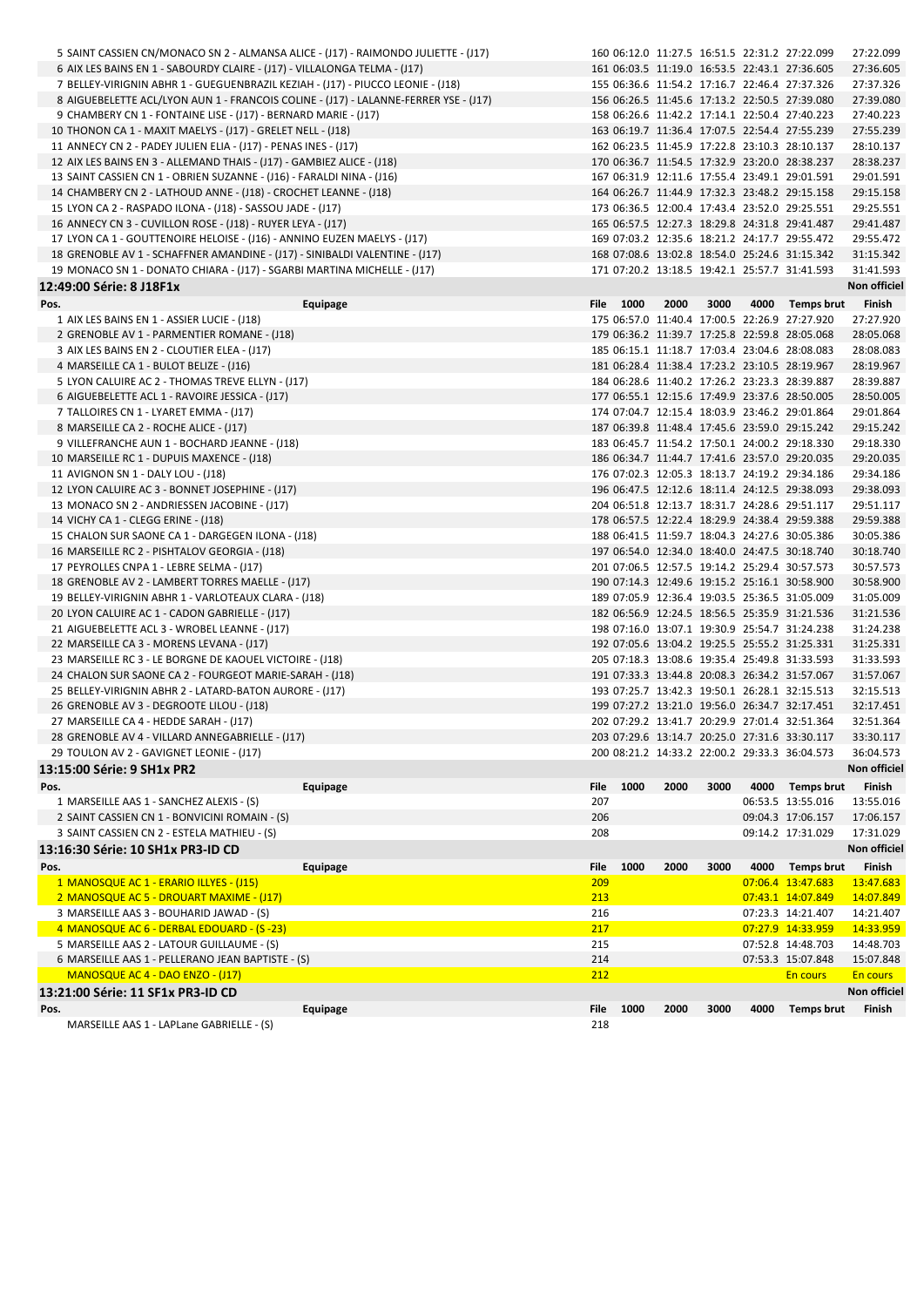| Pos. | Equipage | File | 1000 | 2000 | 3000 | 4000 | Temps brut | Finish |
|---|---|---|---|---|---|---|---|---|
| 5 | SAINT CASSIEN CN/MONACO SN 2 - ALMANSA ALICE - (J17) - RAIMONDO JULIETTE - (J17) | 160 | 06:12.0 | 11:27.5 | 16:51.5 | 22:31.2 | 27:22.099 | 27:22.099 |
| 6 | AIX LES BAINS EN 1 - SABOURDY CLAIRE - (J17) - VILLALONGA TELMA - (J17) | 161 | 06:03.5 | 11:19.0 | 16:53.5 | 22:43.1 | 27:36.605 | 27:36.605 |
| 7 | BELLEY-VIRIGNIN ABHR 1 - GUEGUENBRAZIL KEZIAH - (J17) - PIUCCO LEONIE - (J18) | 155 | 06:36.6 | 11:54.2 | 17:16.7 | 22:46.4 | 27:37.326 | 27:37.326 |
| 8 | AIGUEBELETTE ACL/LYON AUN 1 - FRANCOIS COLINE - (J17) - LALANNE-FERRER YSE - (J17) | 156 | 06:26.5 | 11:45.6 | 17:13.2 | 22:50.5 | 27:39.080 | 27:39.080 |
| 9 | CHAMBERY CN 1 - FONTAINE LISE - (J17) - BERNARD MARIE - (J17) | 158 | 06:26.6 | 11:42.2 | 17:14.1 | 22:50.4 | 27:40.223 | 27:40.223 |
| 10 | THONON CA 1 - MAXIT MAELYS - (J17) - GRELET NELL - (J18) | 163 | 06:19.7 | 11:36.4 | 17:07.5 | 22:54.7 | 27:55.239 | 27:55.239 |
| 11 | ANNECY CN 2 - PADEY JULIEN ELIA - (J17) - PENAS INES - (J17) | 162 | 06:23.5 | 11:45.9 | 17:22.8 | 23:10.3 | 28:10.137 | 28:10.137 |
| 12 | AIX LES BAINS EN 3 - ALLEMAND THAIS - (J17) - GAMBIEZ ALICE - (J18) | 170 | 06:36.7 | 11:54.5 | 17:32.9 | 23:20.0 | 28:38.237 | 28:38.237 |
| 13 | SAINT CASSIEN CN 1 - OBRIEN SUZANNE - (J16) - FARALDI NINA - (J16) | 167 | 06:31.9 | 12:11.6 | 17:55.4 | 23:49.1 | 29:01.591 | 29:01.591 |
| 14 | CHAMBERY CN 2 - LATHOUD ANNE - (J18) - CROCHET LEANNE - (J18) | 164 | 06:26.7 | 11:44.9 | 17:32.3 | 23:48.2 | 29:15.158 | 29:15.158 |
| 15 | LYON CA 2 - RASPADO ILONA - (J18) - SASSOU JADE - (J17) | 173 | 06:36.5 | 12:00.4 | 17:43.4 | 23:52.0 | 29:25.551 | 29:25.551 |
| 16 | ANNECY CN 3 - CUVILLON ROSE - (J18) - RUYER LEYA - (J17) | 165 | 06:57.5 | 12:27.3 | 18:29.8 | 24:31.8 | 29:41.487 | 29:41.487 |
| 17 | LYON CA 1 - GOUTTENOIRE HELOISE - (J16) - ANNINO EUZEN MAELYS - (J17) | 169 | 07:03.2 | 12:35.6 | 18:21.2 | 24:17.7 | 29:55.472 | 29:55.472 |
| 18 | GRENOBLE AV 1 - SCHAFFNER AMANDINE - (J17) - SINIBALDI VALENTINE - (J17) | 168 | 07:08.6 | 13:02.8 | 18:54.0 | 25:24.6 | 31:15.342 | 31:15.342 |
| 19 | MONACO SN 1 - DONATO CHIARA - (J17) - SGARBI MARTINA MICHELLE - (J17) | 171 | 07:20.2 | 13:18.5 | 19:42.1 | 25:57.7 | 31:41.593 | 31:41.593 |

## 12:49:00 Série: 8 J18F1x

Non officiel

| Pos. | Equipage | File | 1000 | 2000 | 3000 | 4000 | Temps brut | Finish |
|---|---|---|---|---|---|---|---|---|
| 1 | AIX LES BAINS EN 1 - ASSIER LUCIE - (J18) | 175 | 06:57.0 | 11:40.4 | 17:00.5 | 22:26.9 | 27:27.920 | 27:27.920 |
| 2 | GRENOBLE AV 1 - PARMENTIER ROMANE - (J18) | 179 | 06:36.2 | 11:39.7 | 17:25.8 | 22:59.8 | 28:05.068 | 28:05.068 |
| 3 | AIX LES BAINS EN 2 - CLOUTIER ELEA - (J17) | 185 | 06:15.1 | 11:18.7 | 17:03.4 | 23:04.6 | 28:08.083 | 28:08.083 |
| 4 | MARSEILLE CA 1 - BULOT BELIZE - (J16) | 181 | 06:28.4 | 11:38.4 | 17:23.2 | 23:10.5 | 28:19.967 | 28:19.967 |
| 5 | LYON CALUIRE AC 2 - THOMAS TREVE ELLYN - (J17) | 184 | 06:28.6 | 11:40.2 | 17:26.2 | 23:23.3 | 28:39.887 | 28:39.887 |
| 6 | AIGUEBELETTE ACL 1 - RAVOIRE JESSICA - (J17) | 177 | 06:55.1 | 12:15.6 | 17:49.9 | 23:37.6 | 28:50.005 | 28:50.005 |
| 7 | TALLOIRES CN 1 - LYARET EMMA - (J17) | 174 | 07:04.7 | 12:15.4 | 18:03.9 | 23:46.2 | 29:01.864 | 29:01.864 |
| 8 | MARSEILLE CA 2 - ROCHE ALICE - (J17) | 187 | 06:39.8 | 11:48.4 | 17:45.6 | 23:59.0 | 29:15.242 | 29:15.242 |
| 9 | VILLEFRANCHE AUN 1 - BOCHARD JEANNE - (J18) | 183 | 06:45.7 | 11:54.2 | 17:50.1 | 24:00.2 | 29:18.330 | 29:18.330 |
| 10 | MARSEILLE RC 1 - DUPUIS MAXENCE - (J18) | 186 | 06:34.7 | 11:44.7 | 17:41.6 | 23:57.0 | 29:20.035 | 29:20.035 |
| 11 | AVIGNON SN 1 - DALY LOU - (J18) | 176 | 07:02.3 | 12:05.3 | 18:13.7 | 24:19.2 | 29:34.186 | 29:34.186 |
| 12 | LYON CALUIRE AC 3 - BONNET JOSEPHINE - (J17) | 196 | 06:47.5 | 12:12.6 | 18:11.4 | 24:12.5 | 29:38.093 | 29:38.093 |
| 13 | MONACO SN 2 - ANDRIESSEN JACOBINE - (J17) | 204 | 06:51.8 | 12:13.7 | 18:31.7 | 24:28.6 | 29:51.117 | 29:51.117 |
| 14 | VICHY CA 1 - CLEGG ERINE - (J18) | 178 | 06:57.5 | 12:22.4 | 18:29.9 | 24:38.4 | 29:59.388 | 29:59.388 |
| 15 | CHALON SUR SAONE CA 1 - DARGEGEN ILONA - (J18) | 188 | 06:41.5 | 11:59.7 | 18:04.3 | 24:27.6 | 30:05.386 | 30:05.386 |
| 16 | MARSEILLE RC 2 - PISHTALOV GEORGIA - (J18) | 197 | 06:54.0 | 12:34.0 | 18:40.0 | 24:47.5 | 30:18.740 | 30:18.740 |
| 17 | PEYROLLES CNPA 1 - LEBRE SELMA - (J17) | 201 | 07:06.5 | 12:57.5 | 19:14.2 | 25:29.4 | 30:57.573 | 30:57.573 |
| 18 | GRENOBLE AV 2 - LAMBERT TORRES MAELLE - (J17) | 190 | 07:14.3 | 12:49.6 | 19:15.2 | 25:16.1 | 30:58.900 | 30:58.900 |
| 19 | BELLEY-VIRIGNIN ABHR 1 - VARLOTEAUX CLARA - (J18) | 189 | 07:05.9 | 12:36.4 | 19:03.5 | 25:36.5 | 31:05.009 | 31:05.009 |
| 20 | LYON CALUIRE AC 1 - CADON GABRIELLE - (J17) | 182 | 06:56.9 | 12:24.5 | 18:56.5 | 25:35.9 | 31:21.536 | 31:21.536 |
| 21 | AIGUEBELETTE ACL 3 - WROBEL LEANNE - (J17) | 198 | 07:16.0 | 13:07.1 | 19:30.9 | 25:54.7 | 31:24.238 | 31:24.238 |
| 22 | MARSEILLE CA 3 - MORENS LEVANA - (J17) | 192 | 07:05.6 | 13:04.2 | 19:25.5 | 25:55.2 | 31:25.331 | 31:25.331 |
| 23 | MARSEILLE RC 3 - LE BORGNE DE KAOUEL VICTOIRE - (J18) | 205 | 07:18.3 | 13:08.6 | 19:35.4 | 25:49.8 | 31:33.593 | 31:33.593 |
| 24 | CHALON SUR SAONE CA 2 - FOURGEOT MARIE-SARAH - (J18) | 191 | 07:33.3 | 13:44.8 | 20:08.3 | 26:34.2 | 31:57.067 | 31:57.067 |
| 25 | BELLEY-VIRIGNIN ABHR 2 - LATARD-BATON AURORE - (J17) | 193 | 07:25.7 | 13:42.3 | 19:50.1 | 26:28.1 | 32:15.513 | 32:15.513 |
| 26 | GRENOBLE AV 3 - DEGROOTE LILOU - (J18) | 199 | 07:27.2 | 13:21.0 | 19:56.0 | 26:34.7 | 32:17.451 | 32:17.451 |
| 27 | MARSEILLE CA 4 - HEDDE SARAH - (J17) | 202 | 07:29.2 | 13:41.7 | 20:29.9 | 27:01.4 | 32:51.364 | 32:51.364 |
| 28 | GRENOBLE AV 4 - VILLARD ANNEGABRIELLE - (J17) | 203 | 07:29.6 | 13:14.7 | 20:25.0 | 27:31.6 | 33:30.117 | 33:30.117 |
| 29 | TOULON AV 2 - GAVIGNET LEONIE - (J17) | 200 | 08:21.2 | 14:33.2 | 22:00.2 | 29:33.3 | 36:04.573 | 36:04.573 |

## 13:15:00 Série: 9 SH1x PR2

Non officiel

| Pos. | Equipage | File | 1000 | 2000 | 3000 | 4000 | Temps brut | Finish |
|---|---|---|---|---|---|---|---|---|
| 1 | MARSEILLE AAS 1 - SANCHEZ ALEXIS - (S) | 207 | | | | 06:53.5 | 13:55.016 | 13:55.016 |
| 2 | SAINT CASSIEN CN 1 - BONVICINI ROMAIN - (S) | 206 | | | | 09:04.3 | 17:06.157 | 17:06.157 |
| 3 | SAINT CASSIEN CN 2 - ESTELA MATHIEU - (S) | 208 | | | | 09:14.2 | 17:31.029 | 17:31.029 |

## 13:16:30 Série: 10 SH1x PR3-ID CD

Non officiel

| Pos. | Equipage | File | 1000 | 2000 | 3000 | 4000 | Temps brut | Finish |
|---|---|---|---|---|---|---|---|---|
| 1 | MANOSQUE AC 1 - ERARIO ILLYES - (J15) | 209 | | | | 07:06.4 | 13:47.683 | 13:47.683 |
| 2 | MANOSQUE AC 5 - DROUART MAXIME - (J17) | 213 | | | | 07:43.1 | 14:07.849 | 14:07.849 |
| 3 | MARSEILLE AAS 3 - BOUHARID JAWAD - (S) | 216 | | | | 07:23.3 | 14:21.407 | 14:21.407 |
| 4 | MANOSQUE AC 6 - DERBAL EDOUARD - (S -23) | 217 | | | | 07:27.9 | 14:33.959 | 14:33.959 |
| 5 | MARSEILLE AAS 2 - LATOUR GUILLAUME - (S) | 215 | | | | 07:52.8 | 14:48.703 | 14:48.703 |
| 6 | MARSEILLE AAS 1 - PELLERANO JEAN BAPTISTE - (S) | 214 | | | | 07:53.3 | 15:07.848 | 15:07.848 |
| | MANOSQUE AC 4 - DAO ENZO - (J17) | 212 | | | | | En cours | En cours |

## 13:21:00 Série: 11 SF1x PR3-ID CD

Non officiel

| Pos. | Equipage | File | 1000 | 2000 | 3000 | 4000 | Temps brut | Finish |
|---|---|---|---|---|---|---|---|---|
| | MARSEILLE AAS 1 - LAPLane GABRIELLE - (S) | 218 | | | | | | |